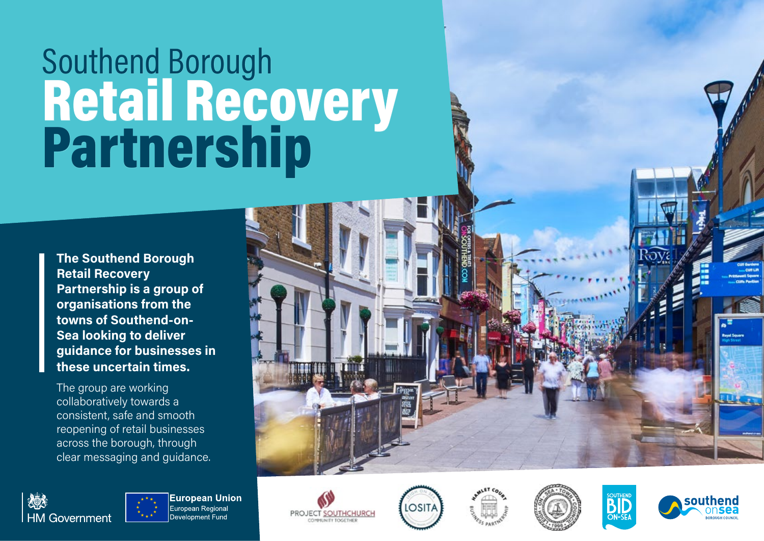# Southend Borough Retail Recovery Partnership

**The Southend Borough Retail Recovery Partnership is a group of organisations from the towns of Southend-on-Sea looking to deliver guidance for businesses in these uncertain times.**

The group are working collaboratively towards a consistent, safe and smooth reopening of retail businesses across the borough, through clear messaging and guidance.

HM Government

European Union
European Regional Development Fund

Project Southchurch Community Together

LOSITA

Hamlet Court Business Partnership

Leigh-on-Sea Town Council

Southend BID On-Sea

southend onsea Borough Council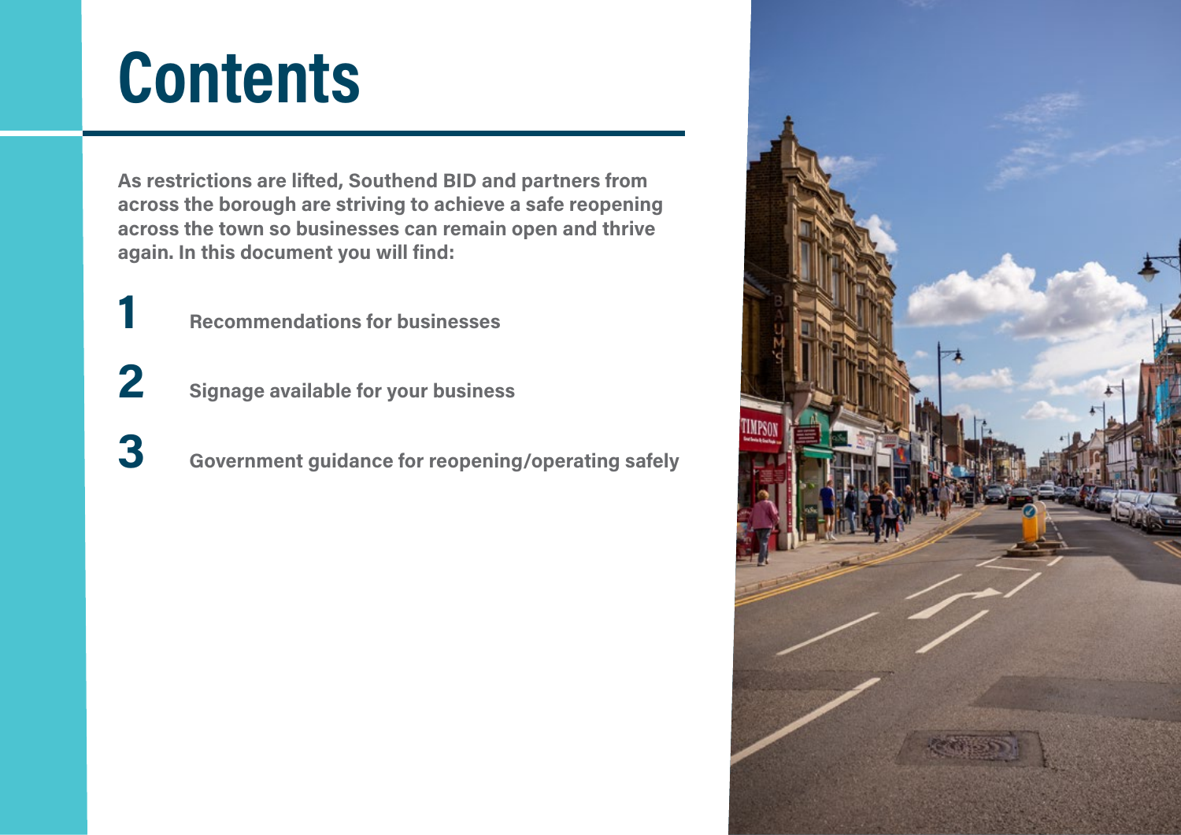# Contents

**As restrictions are lifted, Southend BID and partners from across the borough are striving to achieve a safe reopening across the town so businesses can remain open and thrive again. In this document you will find:**

1. **Recommendations for businesses**
2. **Signage available for your business**
3. **Government guidance for reopening/operating safely**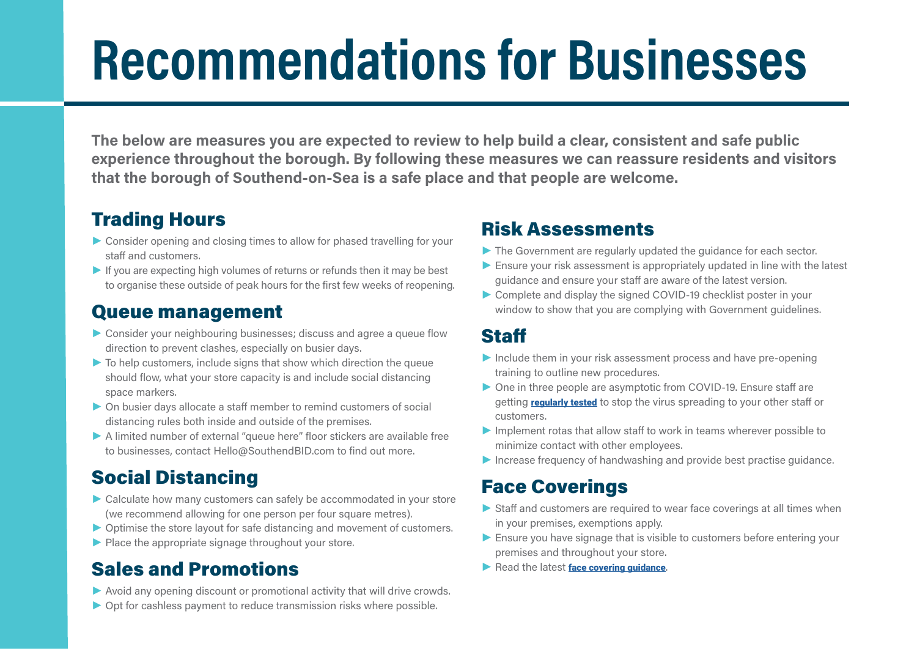# Recommendations for Businesses

**The below are measures you are expected to review to help build a clear, consistent and safe public experience throughout the borough. By following these measures we can reassure residents and visitors that the borough of Southend-on-Sea is a safe place and that people are welcome.**

## Trading Hours

- Consider opening and closing times to allow for phased travelling for your staff and customers.
- If you are expecting high volumes of returns or refunds then it may be best to organise these outside of peak hours for the first few weeks of reopening.

## Queue management

- Consider your neighbouring businesses; discuss and agree a queue flow direction to prevent clashes, especially on busier days.
- To help customers, include signs that show which direction the queue should flow, what your store capacity is and include social distancing space markers.
- On busier days allocate a staff member to remind customers of social distancing rules both inside and outside of the premises.
- A limited number of external "queue here" floor stickers are available free to businesses, contact Hello@SouthendBID.com to find out more.

## Social Distancing

- Calculate how many customers can safely be accommodated in your store (we recommend allowing for one person per four square metres).
- Optimise the store layout for safe distancing and movement of customers.
- Place the appropriate signage throughout your store.

## Sales and Promotions

- Avoid any opening discount or promotional activity that will drive crowds.
- Opt for cashless payment to reduce transmission risks where possible.

## Risk Assessments

- The Government are regularly updated the guidance for each sector.
- Ensure your risk assessment is appropriately updated in line with the latest guidance and ensure your staff are aware of the latest version.
- Complete and display the signed COVID-19 checklist poster in your window to show that you are complying with Government guidelines.

## Staff

- Include them in your risk assessment process and have pre-opening training to outline new procedures.
- One in three people are asymptotic from COVID-19. Ensure staff are getting **regularly tested** to stop the virus spreading to your other staff or customers.
- Implement rotas that allow staff to work in teams wherever possible to minimize contact with other employees.
- Increase frequency of handwashing and provide best practise guidance.

## Face Coverings

- Staff and customers are required to wear face coverings at all times when in your premises, exemptions apply.
- Ensure you have signage that is visible to customers before entering your premises and throughout your store.
- Read the latest **face covering guidance**.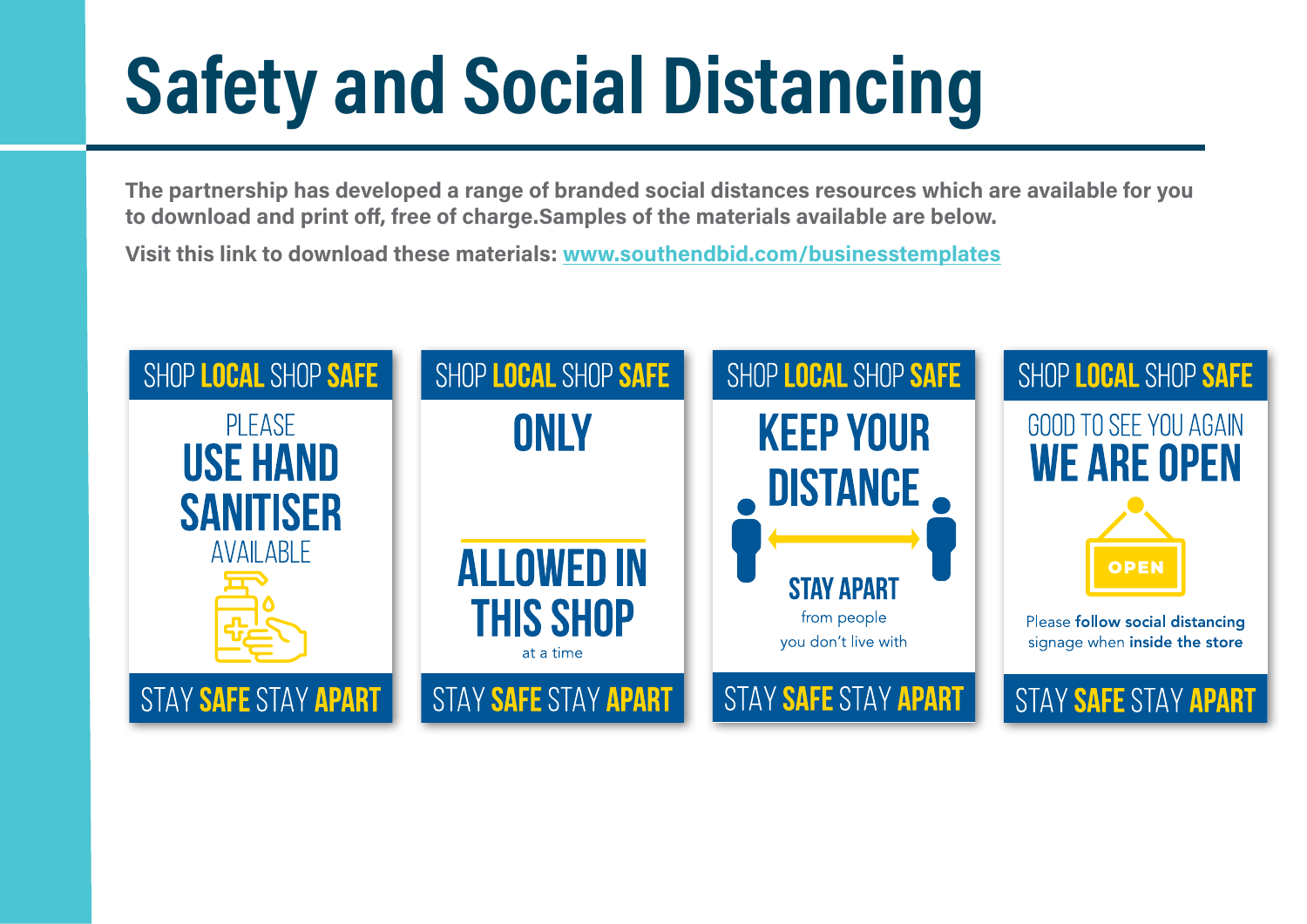# Safety and Social Distancing

**The partnership has developed a range of branded social distances resources which are available for you to download and print off, free of charge.Samples of the materials available are below.**

**Visit this link to download these materials: [www.southendbid.com/businesstemplates](http://www.southendbid.com/businesstemplates)**

SHOP **LOCAL** SHOP **SAFE**

PLEASE
**USE HAND SANITISER**
AVAILABLE

STAY **SAFE** STAY **APART**

SHOP **LOCAL** SHOP **SAFE**

**ONLY**

**ALLOWED IN THIS SHOP**
at a time

STAY **SAFE** STAY **APART**

SHOP **LOCAL** SHOP **SAFE**

**KEEP YOUR DISTANCE**

**STAY APART**
from people
you don't live with

STAY **SAFE** STAY **APART**

SHOP **LOCAL** SHOP **SAFE**

GOOD TO SEE YOU AGAIN
**WE ARE OPEN**

OPEN

Please **follow social distancing** signage when **inside the store**

STAY **SAFE** STAY **APART**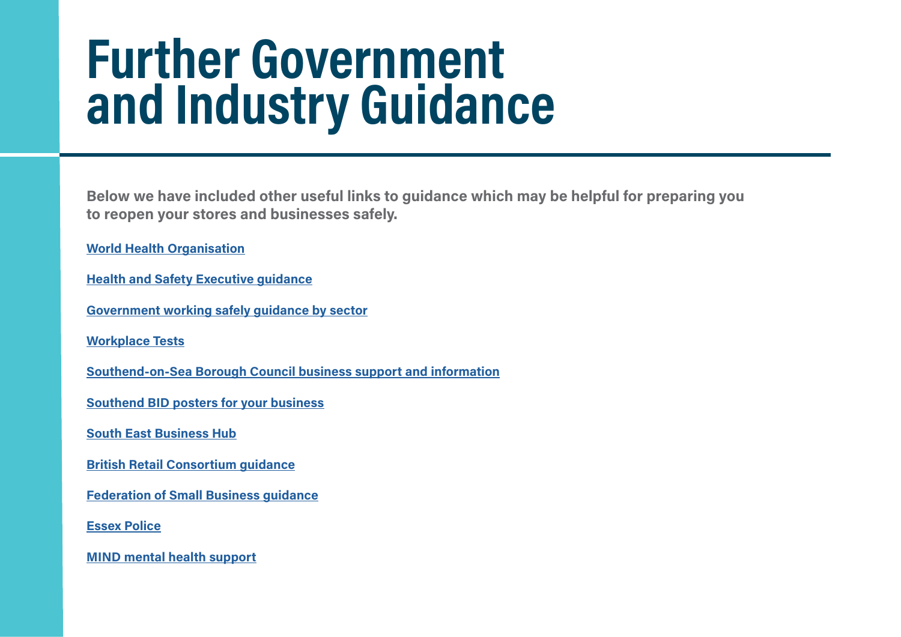# Further Government and Industry Guidance

**Below we have included other useful links to guidance which may be helpful for preparing you to reopen your stores and businesses safely.**

**World Health Organisation**

**Health and Safety Executive guidance**

**Government working safely guidance by sector**

**Workplace Tests**

**Southend-on-Sea Borough Council business support and information**

**Southend BID posters for your business**

**South East Business Hub**

**British Retail Consortium guidance**

**Federation of Small Business guidance**

**Essex Police**

**MIND mental health support**